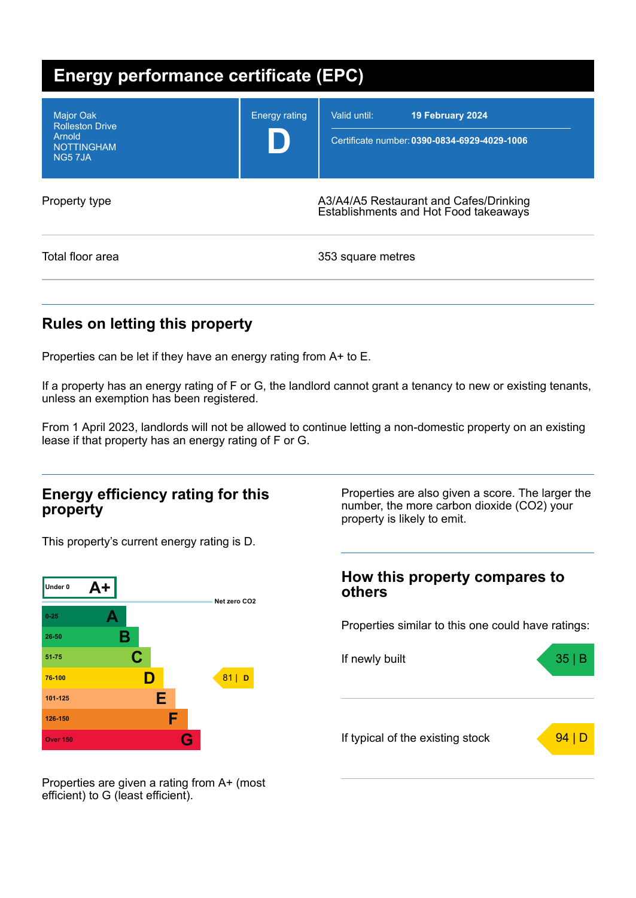# Energy performance certificate (EPC)

| | | |
|---|---|---|
| Major Oak<br>Rolleston Drive<br>Arnold<br>NOTTINGHAM<br>NG5 7JA | Energy rating<br>**D** | Valid until: **19 February 2024**<br>Certificate number: **0390-0834-6929-4029-1006** |

| | |
|---|---|
| Property type | A3/A4/A5 Restaurant and Cafes/Drinking Establishments and Hot Food takeaways |
| Total floor area | 353 square metres |

## Rules on letting this property

Properties can be let if they have an energy rating from A+ to E.

If a property has an energy rating of F or G, the landlord cannot grant a tenancy to new or existing tenants, unless an exemption has been registered.

From 1 April 2023, landlords will not be allowed to continue letting a non-domestic property on an existing lease if that property has an energy rating of F or G.

## Energy efficiency rating for this property

This property's current energy rating is D.

| Score | Rating |
|---|---|
| Under 0 | A+ |
| 0-25 | A |
| 26-50 | B |
| 51-75 | C |
| 76-100 | D |
| 101-125 | E |
| 126-150 | F |
| Over 150 | G |

Net zero CO2

This property: 81 | D

Properties are given a rating from A+ (most efficient) to G (least efficient).

Properties are also given a score. The larger the number, the more carbon dioxide (CO2) your property is likely to emit.

## How this property compares to others

Properties similar to this one could have ratings:

| | |
|---|---|
| If newly built | 35 \| B |
| If typical of the existing stock | 94 \| D |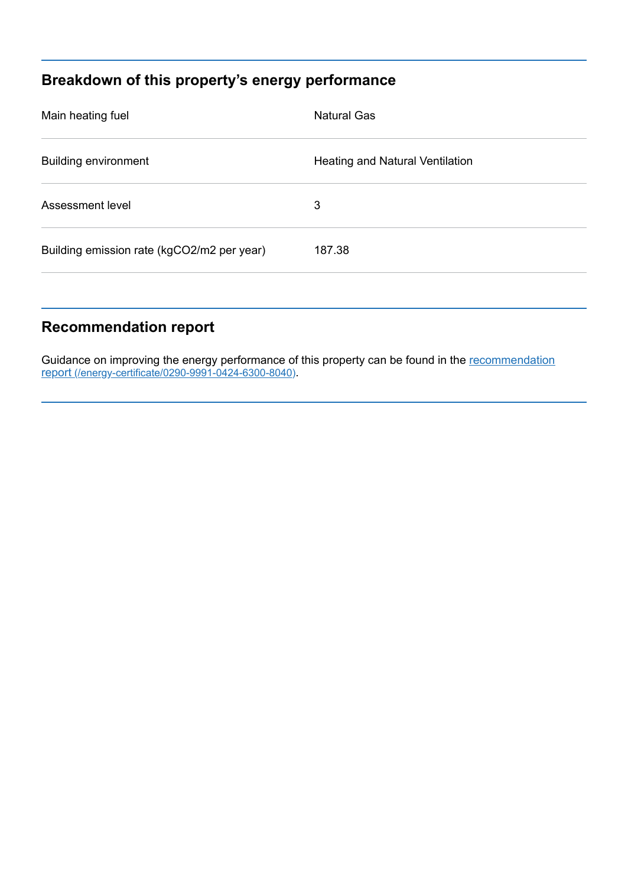## Breakdown of this property's energy performance

| | |
|---|---|
| Main heating fuel | Natural Gas |
| Building environment | Heating and Natural Ventilation |
| Assessment level | 3 |
| Building emission rate (kgCO2/m2 per year) | 187.38 |

## Recommendation report

Guidance on improving the energy performance of this property can be found in the [recommendation report (/energy-certificate/0290-9991-0424-6300-8040)](/energy-certificate/0290-9991-0424-6300-8040).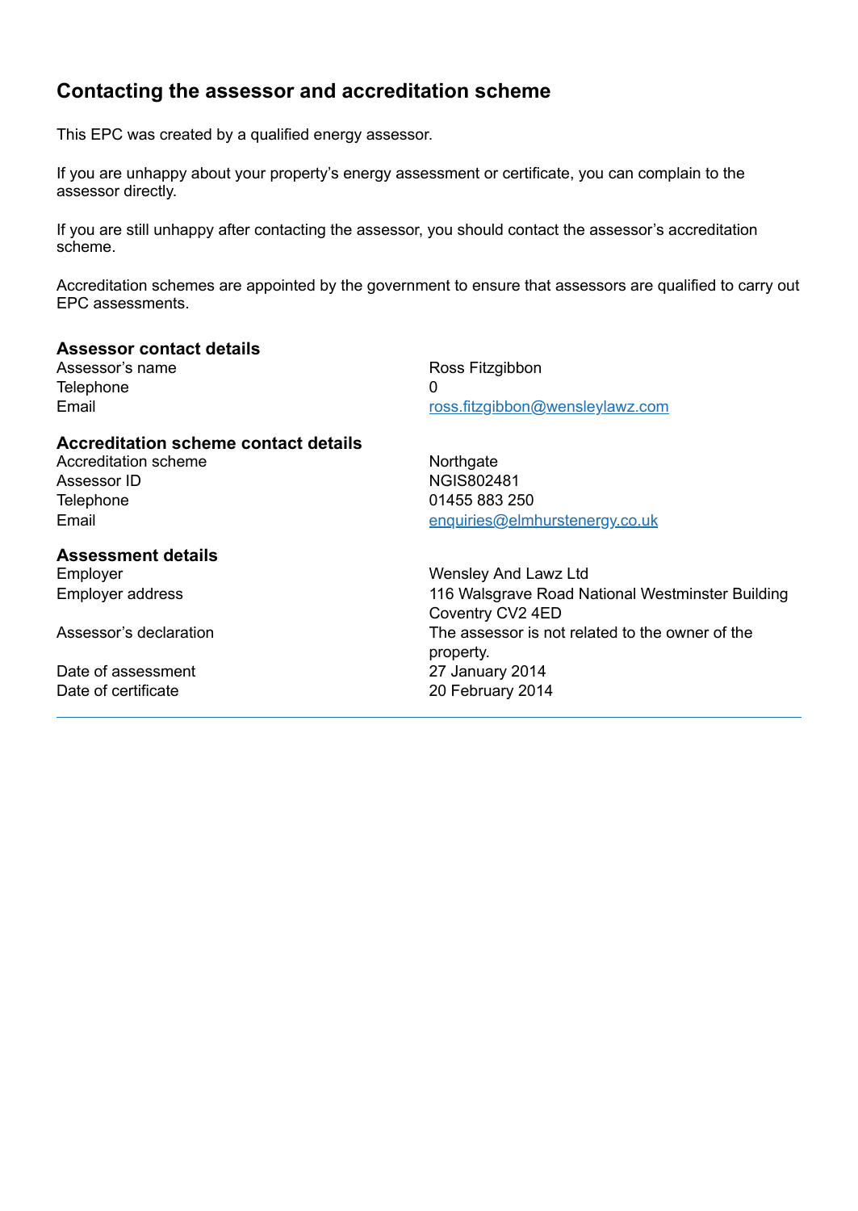## Contacting the assessor and accreditation scheme

This EPC was created by a qualified energy assessor.

If you are unhappy about your property's energy assessment or certificate, you can complain to the assessor directly.

If you are still unhappy after contacting the assessor, you should contact the assessor's accreditation scheme.

Accreditation schemes are appointed by the government to ensure that assessors are qualified to carry out EPC assessments.

### Assessor contact details

| | |
|---|---|
| Assessor's name | Ross Fitzgibbon |
| Telephone | 0 |
| Email | ross.fitzgibbon@wensleylawz.com |

### Accreditation scheme contact details

| | |
|---|---|
| Accreditation scheme | Northgate |
| Assessor ID | NGIS802481 |
| Telephone | 01455 883 250 |
| Email | enquiries@elmhurstenergy.co.uk |

### Assessment details

| | |
|---|---|
| Employer | Wensley And Lawz Ltd |
| Employer address | 116 Walsgrave Road National Westminster Building Coventry CV2 4ED |
| Assessor's declaration | The assessor is not related to the owner of the property. |
| Date of assessment | 27 January 2014 |
| Date of certificate | 20 February 2014 |